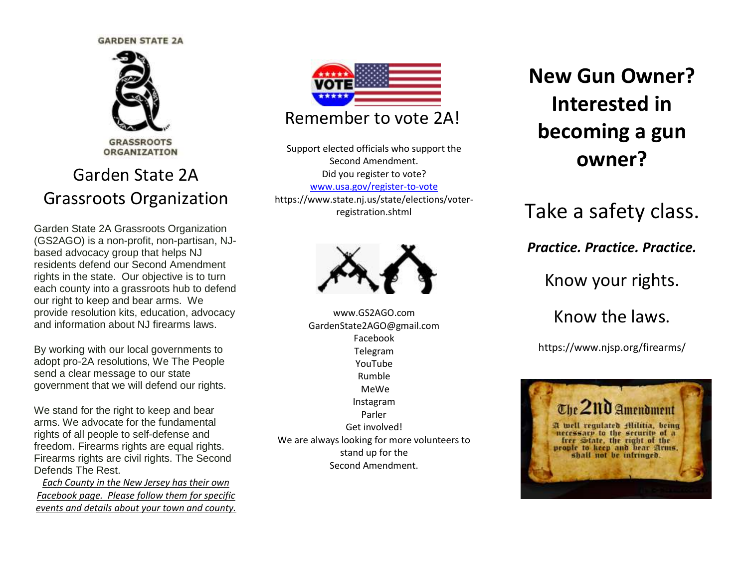GARDEN STATE 2A

GRASSROOTS ORGANIZATION

# Garden State 2A Grassroots Organization

Garden State 2A Grassroots Organization (GS2AGO) is a non-profit, non-partisan, NJ-based advocacy group that helps NJ residents defend our Second Amendment rights in the state. Our objective is to turn each county into a grassroots hub to defend our right to keep and bear arms. We provide resolution kits, education, advocacy and information about NJ firearms laws.

By working with our local governments to adopt pro-2A resolutions, We The People send a clear message to our state government that we will defend our rights.

We stand for the right to keep and bear arms. We advocate for the fundamental rights of all people to self-defense and freedom. Firearms rights are equal rights. Firearms rights are civil rights. The Second Defends The Rest.

*Each County in the New Jersey has their own Facebook page. Please follow them for specific events and details about your town and county.*

## Remember to vote 2A!

Support elected officials who support the Second Amendment.
Did you register to vote?
www.usa.gov/register-to-vote
https://www.state.nj.us/state/elections/voter-registration.shtml

www.GS2AGO.com
GardenState2AGO@gmail.com
Facebook
Telegram
YouTube
Rumble
MeWe
Instagram
Parler
Get involved!
We are always looking for more volunteers to stand up for the Second Amendment.

# New Gun Owner? Interested in becoming a gun owner?

## Take a safety class.

***Practice. Practice. Practice.***

Know your rights.

Know the laws.

https://www.njsp.org/firearms/

The 2nd Amendment

A well regulated Militia, being necessary to the security of a free State, the right of the people to keep and bear Arms, shall not be infringed.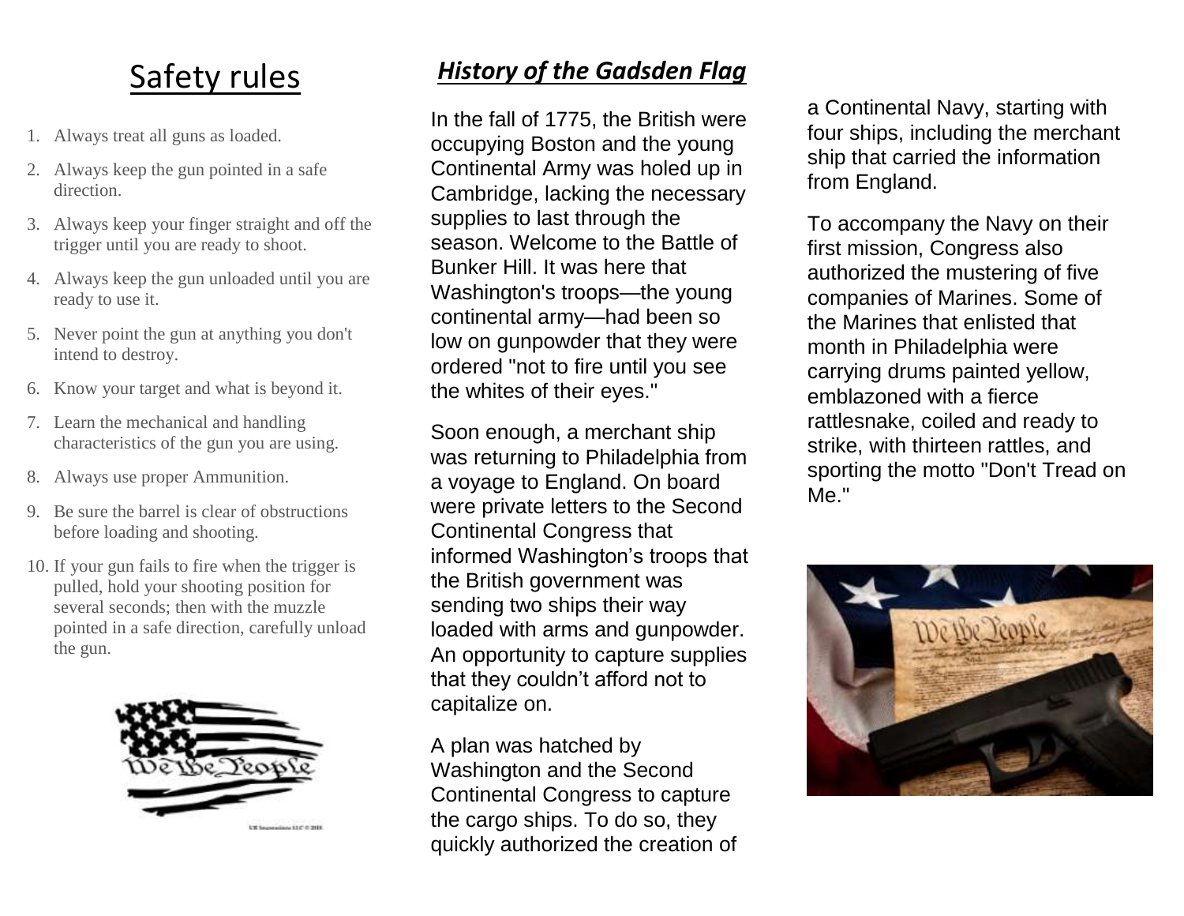## Safety rules

1. Always treat all guns as loaded.
2. Always keep the gun pointed in a safe direction.
3. Always keep your finger straight and off the trigger until you are ready to shoot.
4. Always keep the gun unloaded until you are ready to use it.
5. Never point the gun at anything you don't intend to destroy.
6. Know your target and what is beyond it.
7. Learn the mechanical and handling characteristics of the gun you are using.
8. Always use proper Ammunition.
9. Be sure the barrel is clear of obstructions before loading and shooting.
10. If your gun fails to fire when the trigger is pulled, hold your shooting position for several seconds; then with the muzzle pointed in a safe direction, carefully unload the gun.

## ***History of the Gadsden Flag***

In the fall of 1775, the British were occupying Boston and the young Continental Army was holed up in Cambridge, lacking the necessary supplies to last through the season. Welcome to the Battle of Bunker Hill. It was here that Washington's troops—the young continental army—had been so low on gunpowder that they were ordered "not to fire until you see the whites of their eyes."

Soon enough, a merchant ship was returning to Philadelphia from a voyage to England. On board were private letters to the Second Continental Congress that informed Washington's troops that the British government was sending two ships their way loaded with arms and gunpowder. An opportunity to capture supplies that they couldn't afford not to capitalize on.

A plan was hatched by Washington and the Second Continental Congress to capture the cargo ships. To do so, they quickly authorized the creation of a Continental Navy, starting with four ships, including the merchant ship that carried the information from England.

To accompany the Navy on their first mission, Congress also authorized the mustering of five companies of Marines. Some of the Marines that enlisted that month in Philadelphia were carrying drums painted yellow, emblazoned with a fierce rattlesnake, coiled and ready to strike, with thirteen rattles, and sporting the motto "Don't Tread on Me."